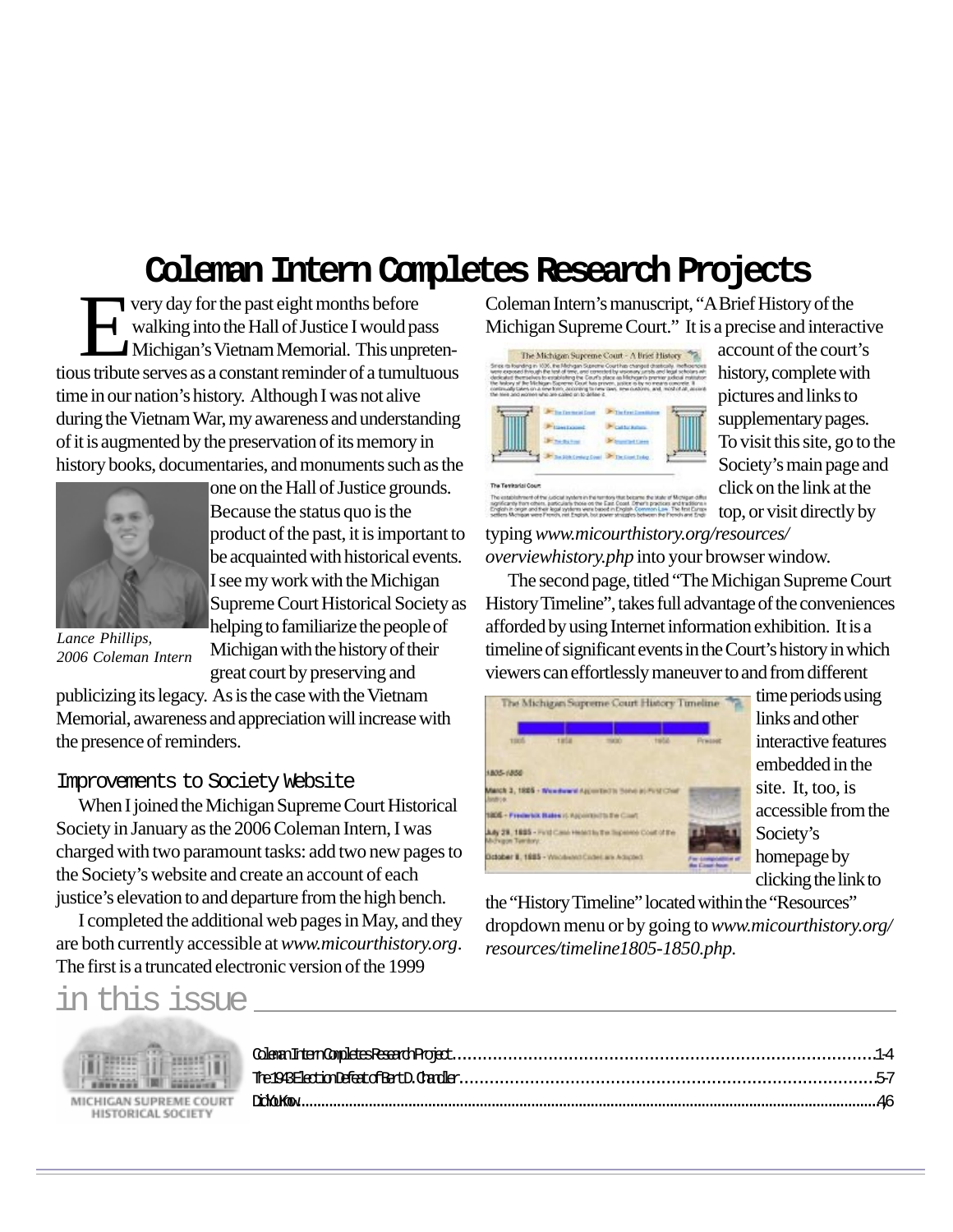# Coleman Intern Completes Research Projects

Every day for the past eight months before walking into the Hall of Justice I would pass Michigan's Vietnam Memorial. This unpretentious tribute serves as a constant reminder of a tumultuous time in our nation's history. Although I was not alive during the Vietnam War, my awareness and understanding of it is augmented by the preservation of its memory in history books, documentaries, and monuments such as the one on the Hall of Justice grounds. Because the status quo is the product of the past, it is important to be acquainted with historical events. I see my work with the Michigan Supreme Court Historical Society as helping to familiarize the people of Michigan with the history of their great court by preserving and publicizing its legacy. As is the case with the Vietnam Memorial, awareness and appreciation will increase with the presence of reminders.

*Lance Phillips, 2006 Coleman Intern*

## Improvements to Society Website

When I joined the Michigan Supreme Court Historical Society in January as the 2006 Coleman Intern, I was charged with two paramount tasks: add two new pages to the Society's website and create an account of each justice's elevation to and departure from the high bench.

I completed the additional web pages in May, and they are both currently accessible at *www.micourthistory.org*. The first is a truncated electronic version of the 1999 Coleman Intern's manuscript, "A Brief History of the Michigan Supreme Court." It is a precise and interactive account of the court's history, complete with pictures and links to supplementary pages. To visit this site, go to the Society's main page and click on the link at the top, or visit directly by typing *www.micourthistory.org/resources/overviewhistory.php* into your browser window.

The second page, titled "The Michigan Supreme Court History Timeline", takes full advantage of the conveniences afforded by using Internet information exhibition. It is a timeline of significant events in the Court's history in which viewers can effortlessly maneuver to and from different time periods using links and other interactive features embedded in the site. It, too, is accessible from the Society's homepage by clicking the link to the "History Timeline" located within the "Resources" dropdown menu or by going to *www.micourthistory.org/resources/timeline1805-1850.php*.

## in this issue

Coleman Intern Completes Research Project .......... 1-4
The 1943 Election Defeat of Bert D. Chandler .......... 5-7
Did You Know .......... 4,6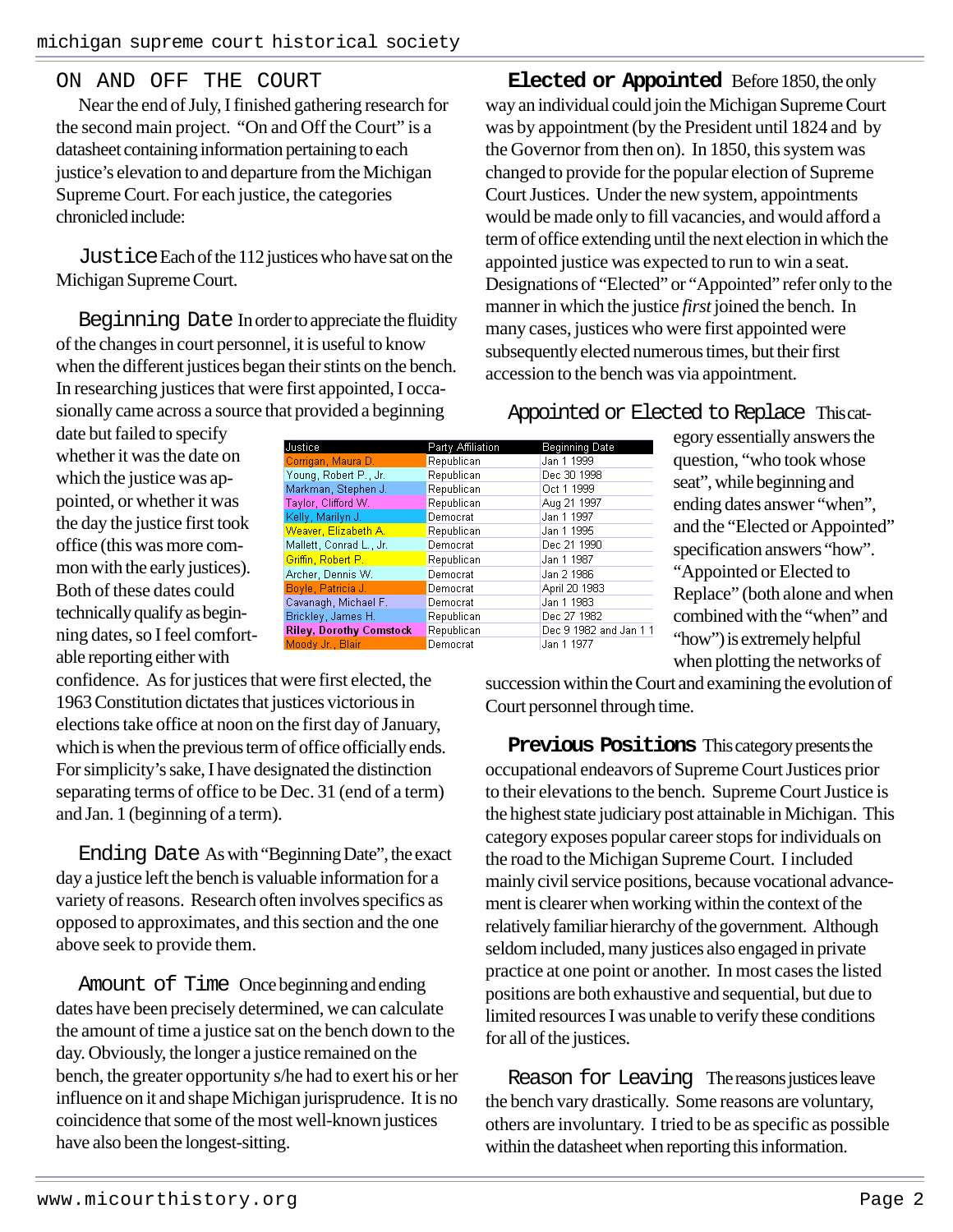## ON AND OFF THE COURT

Near the end of July, I finished gathering research for the second main project. "On and Off the Court" is a datasheet containing information pertaining to each justice's elevation to and departure from the Michigan Supreme Court. For each justice, the categories chronicled include:

**Justice** Each of the 112 justices who have sat on the Michigan Supreme Court.

**Beginning Date** In order to appreciate the fluidity of the changes in court personnel, it is useful to know when the different justices began their stints on the bench. In researching justices that were first appointed, I occasionally came across a source that provided a beginning date but failed to specify whether it was the date on which the justice was appointed, or whether it was the day the justice first took office (this was more common with the early justices). Both of these dates could technically qualify as beginning dates, so I feel comfortable reporting either with confidence. As for justices that were first elected, the 1963 Constitution dictates that justices victorious in elections take office at noon on the first day of January, which is when the previous term of office officially ends. For simplicity's sake, I have designated the distinction separating terms of office to be Dec. 31 (end of a term) and Jan. 1 (beginning of a term).

| Justice | Party Affiliation | Beginning Date |
|---|---|---|
| Corrigan, Maura D. | Republican | Jan 1 1999 |
| Young, Robert P., Jr. | Republican | Dec 30 1998 |
| Markman, Stephen J. | Republican | Oct 1 1999 |
| Taylor, Clifford W. | Republican | Aug 21 1997 |
| Kelly, Marilyn J. | Democrat | Jan 1 1997 |
| Weaver, Elizabeth A. | Republican | Jan 1 1995 |
| Mallett, Conrad L., Jr. | Democrat | Dec 21 1990 |
| Griffin, Robert P. | Republican | Jan 1 1987 |
| Archer, Dennis W. | Democrat | Jan 2 1986 |
| Boyle, Patricia J. | Democrat | April 20 1983 |
| Cavanagh, Michael F. | Democrat | Jan 1 1983 |
| Brickley, James H. | Republican | Dec 27 1982 |
| **Riley, Dorothy Comstock** | Republican | Dec 9 1982 and Jan 1 1 |
| Moody Jr., Blair | Democrat | Jan 1 1977 |

**Ending Date** As with "Beginning Date", the exact day a justice left the bench is valuable information for a variety of reasons. Research often involves specifics as opposed to approximates, and this section and the one above seek to provide them.

**Amount of Time** Once beginning and ending dates have been precisely determined, we can calculate the amount of time a justice sat on the bench down to the day. Obviously, the longer a justice remained on the bench, the greater opportunity s/he had to exert his or her influence on it and shape Michigan jurisprudence. It is no coincidence that some of the most well-known justices have also been the longest-sitting.

**Elected or Appointed** Before 1850, the only way an individual could join the Michigan Supreme Court was by appointment (by the President until 1824 and by the Governor from then on). In 1850, this system was changed to provide for the popular election of Supreme Court Justices. Under the new system, appointments would be made only to fill vacancies, and would afford a term of office extending until the next election in which the appointed justice was expected to run to win a seat. Designations of "Elected" or "Appointed" refer only to the manner in which the justice *first* joined the bench. In many cases, justices who were first appointed were subsequently elected numerous times, but their first accession to the bench was via appointment.

**Appointed or Elected to Replace** This category essentially answers the question, "who took whose seat", while beginning and ending dates answer "when", and the "Elected or Appointed" specification answers "how". "Appointed or Elected to Replace" (both alone and when combined with the "when" and "how") is extremely helpful when plotting the networks of succession within the Court and examining the evolution of Court personnel through time.

**Previous Positions** This category presents the occupational endeavors of Supreme Court Justices prior to their elevations to the bench. Supreme Court Justice is the highest state judiciary post attainable in Michigan. This category exposes popular career stops for individuals on the road to the Michigan Supreme Court. I included mainly civil service positions, because vocational advancement is clearer when working within the context of the relatively familiar hierarchy of the government. Although seldom included, many justices also engaged in private practice at one point or another. In most cases the listed positions are both exhaustive and sequential, but due to limited resources I was unable to verify these conditions for all of the justices.

**Reason for Leaving** The reasons justices leave the bench vary drastically. Some reasons are voluntary, others are involuntary. I tried to be as specific as possible within the datasheet when reporting this information.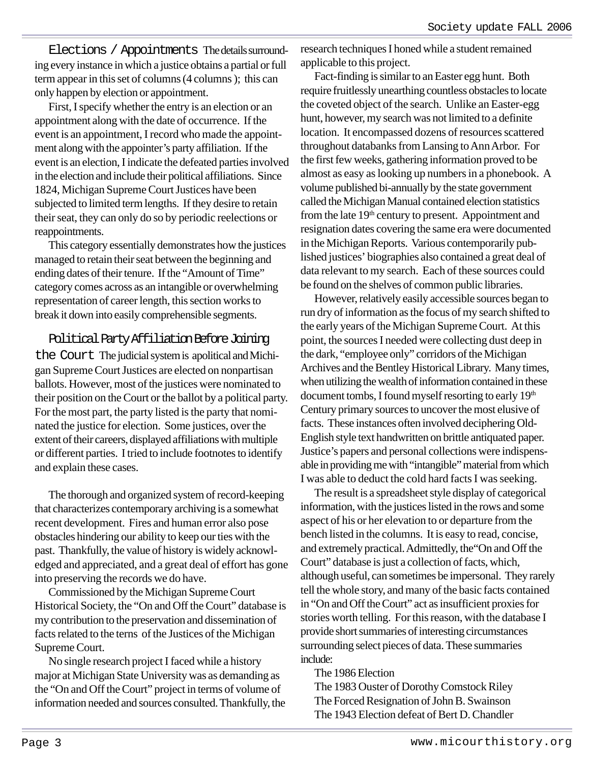**Elections / Appointments** The details surrounding every instance in which a justice obtains a partial or full term appear in this set of columns (4 columns ); this can only happen by election or appointment.

First, I specify whether the entry is an election or an appointment along with the date of occurrence. If the event is an appointment, I record who made the appointment along with the appointer's party affiliation. If the event is an election, I indicate the defeated parties involved in the election and include their political affiliations. Since 1824, Michigan Supreme Court Justices have been subjected to limited term lengths. If they desire to retain their seat, they can only do so by periodic reelections or reappointments.

This category essentially demonstrates how the justices managed to retain their seat between the beginning and ending dates of their tenure. If the "Amount of Time" category comes across as an intangible or overwhelming representation of career length, this section works to break it down into easily comprehensible segments.

**Political Party Affiliation Before Joining the Court** The judicial system is apolitical and Michigan Supreme Court Justices are elected on nonpartisan ballots. However, most of the justices were nominated to their position on the Court or the ballot by a political party. For the most part, the party listed is the party that nominated the justice for election. Some justices, over the extent of their careers, displayed affiliations with multiple or different parties. I tried to include footnotes to identify and explain these cases.

The thorough and organized system of record-keeping that characterizes contemporary archiving is a somewhat recent development. Fires and human error also pose obstacles hindering our ability to keep our ties with the past. Thankfully, the value of history is widely acknowledged and appreciated, and a great deal of effort has gone into preserving the records we do have.

Commissioned by the Michigan Supreme Court Historical Society, the "On and Off the Court" database is my contribution to the preservation and dissemination of facts related to the terns of the Justices of the Michigan Supreme Court.

No single research project I faced while a history major at Michigan State University was as demanding as the "On and Off the Court" project in terms of volume of information needed and sources consulted. Thankfully, the research techniques I honed while a student remained applicable to this project.

Fact-finding is similar to an Easter egg hunt. Both require fruitlessly unearthing countless obstacles to locate the coveted object of the search. Unlike an Easter-egg hunt, however, my search was not limited to a definite location. It encompassed dozens of resources scattered throughout databanks from Lansing to Ann Arbor. For the first few weeks, gathering information proved to be almost as easy as looking up numbers in a phonebook. A volume published bi-annually by the state government called the Michigan Manual contained election statistics from the late 19th century to present. Appointment and resignation dates covering the same era were documented in the Michigan Reports. Various contemporarily published justices' biographies also contained a great deal of data relevant to my search. Each of these sources could be found on the shelves of common public libraries.

However, relatively easily accessible sources began to run dry of information as the focus of my search shifted to the early years of the Michigan Supreme Court. At this point, the sources I needed were collecting dust deep in the dark, "employee only" corridors of the Michigan Archives and the Bentley Historical Library. Many times, when utilizing the wealth of information contained in these document tombs, I found myself resorting to early 19th Century primary sources to uncover the most elusive of facts. These instances often involved deciphering Old-English style text handwritten on brittle antiquated paper. Justice's papers and personal collections were indispensable in providing me with "intangible" material from which I was able to deduct the cold hard facts I was seeking.

The result is a spreadsheet style display of categorical information, with the justices listed in the rows and some aspect of his or her elevation to or departure from the bench listed in the columns. It is easy to read, concise, and extremely practical. Admittedly, the "On and Off the Court" database is just a collection of facts, which, although useful, can sometimes be impersonal. They rarely tell the whole story, and many of the basic facts contained in "On and Off the Court" act as insufficient proxies for stories worth telling. For this reason, with the database I provide short summaries of interesting circumstances surrounding select pieces of data. These summaries include:

The 1986 Election
The 1983 Ouster of Dorothy Comstock Riley
The Forced Resignation of John B. Swainson
The 1943 Election defeat of Bert D. Chandler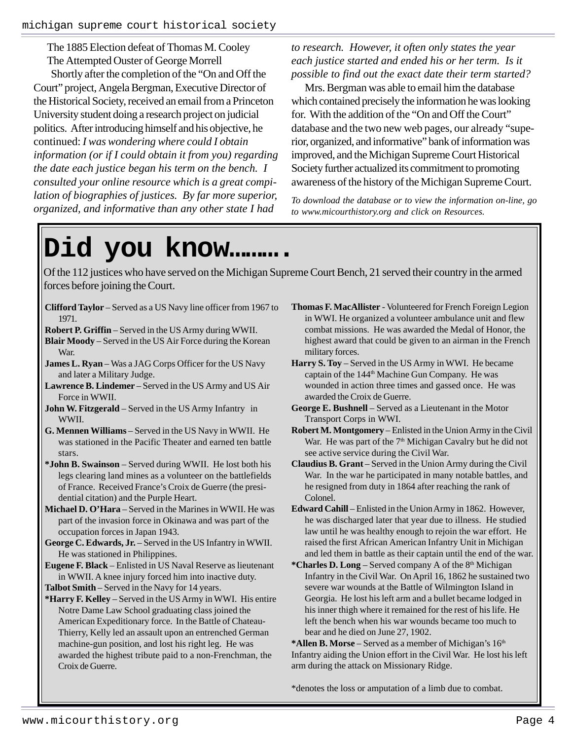The 1885 Election defeat of Thomas M. Cooley
The Attempted Ouster of George Morrell

Shortly after the completion of the "On and Off the Court" project, Angela Bergman, Executive Director of the Historical Society, received an email from a Princeton University student doing a research project on judicial politics. After introducing himself and his objective, he continued: *I was wondering where could I obtain information (or if I could obtain it from you) regarding the date each justice began his term on the bench. I consulted your online resource which is a great compilation of biographies of justices. By far more superior, organized, and informative than any other state I had to research. However, it often only states the year each justice started and ended his or her term. Is it possible to find out the exact date their term started?*

Mrs. Bergman was able to email him the database which contained precisely the information he was looking for. With the addition of the "On and Off the Court" database and the two new web pages, our already "superior, organized, and informative" bank of information was improved, and the Michigan Supreme Court Historical Society further actualized its commitment to promoting awareness of the history of the Michigan Supreme Court.

*To download the database or to view the information on-line, go to www.micourthistory.org and click on Resources.*

# Did you know……….

Of the 112 justices who have served on the Michigan Supreme Court Bench, 21 served their country in the armed forces before joining the Court.

**Clifford Taylor** – Served as a US Navy line officer from 1967 to 1971.

**Robert P. Griffin** – Served in the US Army during WWII.

**Blair Moody** – Served in the US Air Force during the Korean War.

**James L. Ryan** – Was a JAG Corps Officer for the US Navy and later a Military Judge.

**Lawrence B. Lindemer** – Served in the US Army and US Air Force in WWII.

**John W. Fitzgerald** – Served in the US Army Infantry in WWII.

**G. Mennen Williams** – Served in the US Navy in WWII. He was stationed in the Pacific Theater and earned ten battle stars.

**\*John B. Swainson** – Served during WWII. He lost both his legs clearing land mines as a volunteer on the battlefields of France. Received France's Croix de Guerre (the presidential citation) and the Purple Heart.

**Michael D. O'Hara** – Served in the Marines in WWII. He was part of the invasion force in Okinawa and was part of the occupation forces in Japan 1943.

**George C. Edwards, Jr.** – Served in the US Infantry in WWII. He was stationed in Philippines.

**Eugene F. Black** – Enlisted in US Naval Reserve as lieutenant in WWII. A knee injury forced him into inactive duty.

**Talbot Smith** – Served in the Navy for 14 years.

**\*Harry F. Kelley** – Served in the US Army in WWI. His entire Notre Dame Law School graduating class joined the American Expeditionary force. In the Battle of Chateau-Thierry, Kelly led an assault upon an entrenched German machine-gun position, and lost his right leg. He was awarded the highest tribute paid to a non-Frenchman, the Croix de Guerre.

**Thomas F. MacAllister** - Volunteered for French Foreign Legion in WWI. He organized a volunteer ambulance unit and flew combat missions. He was awarded the Medal of Honor, the highest award that could be given to an airman in the French military forces.

**Harry S. Toy** – Served in the US Army in WWI. He became captain of the 144th Machine Gun Company. He was wounded in action three times and gassed once. He was awarded the Croix de Guerre.

**George E. Bushnell** – Served as a Lieutenant in the Motor Transport Corps in WWI.

**Robert M. Montgomery** – Enlisted in the Union Army in the Civil War. He was part of the 7th Michigan Cavalry but he did not see active service during the Civil War.

**Claudius B. Grant** – Served in the Union Army during the Civil War. In the war he participated in many notable battles, and he resigned from duty in 1864 after reaching the rank of Colonel.

**Edward Cahill** – Enlisted in the Union Army in 1862. However, he was discharged later that year due to illness. He studied law until he was healthy enough to rejoin the war effort. He raised the first African American Infantry Unit in Michigan and led them in battle as their captain until the end of the war.

**\*Charles D. Long** – Served company A of the 8th Michigan Infantry in the Civil War. On April 16, 1862 he sustained two severe war wounds at the Battle of Wilmington Island in Georgia. He lost his left arm and a bullet became lodged in his inner thigh where it remained for the rest of his life. He left the bench when his war wounds became too much to bear and he died on June 27, 1902.

**\*Allen B. Morse** – Served as a member of Michigan's 16th Infantry aiding the Union effort in the Civil War. He lost his left arm during the attack on Missionary Ridge.

\*denotes the loss or amputation of a limb due to combat.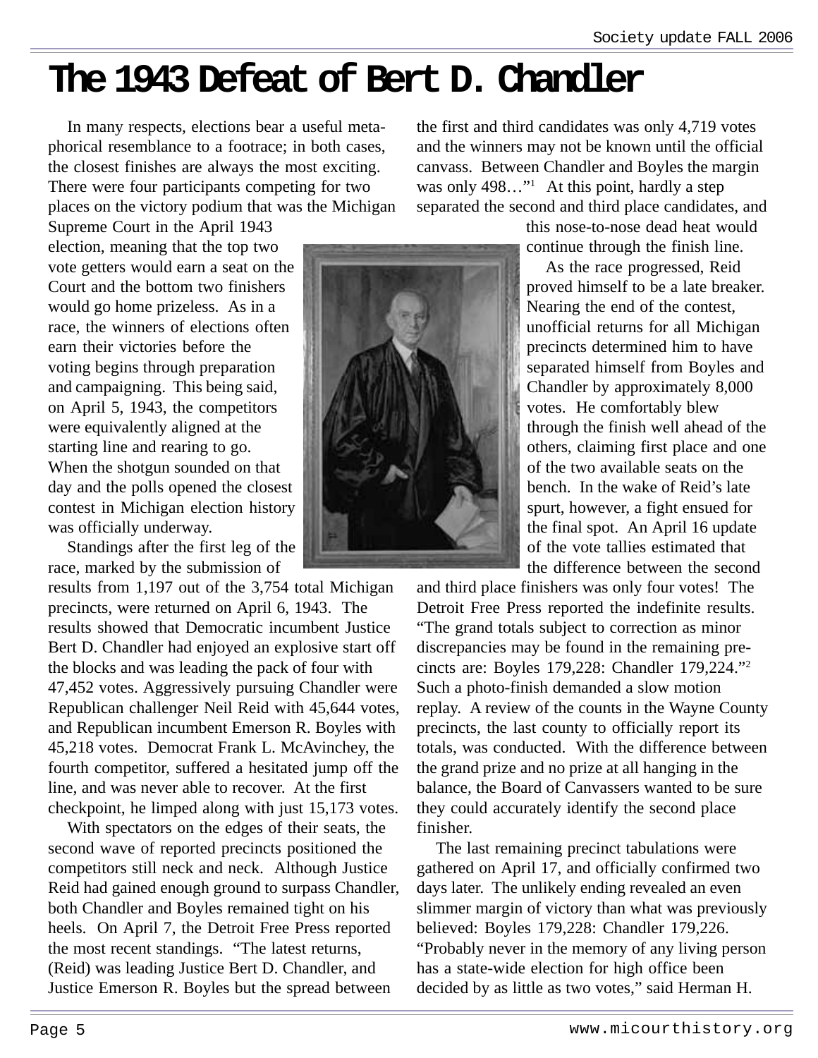# The 1943 Defeat of Bert D. Chandler

In many respects, elections bear a useful metaphorical resemblance to a footrace; in both cases, the closest finishes are always the most exciting. There were four participants competing for two places on the victory podium that was the Michigan Supreme Court in the April 1943 election, meaning that the top two vote getters would earn a seat on the Court and the bottom two finishers would go home prizeless. As in a race, the winners of elections often earn their victories before the voting begins through preparation and campaigning. This being said, on April 5, 1943, the competitors were equivalently aligned at the starting line and rearing to go. When the shotgun sounded on that day and the polls opened the closest contest in Michigan election history was officially underway.

Standings after the first leg of the race, marked by the submission of results from 1,197 out of the 3,754 total Michigan precincts, were returned on April 6, 1943. The results showed that Democratic incumbent Justice Bert D. Chandler had enjoyed an explosive start off the blocks and was leading the pack of four with 47,452 votes. Aggressively pursuing Chandler were Republican challenger Neil Reid with 45,644 votes, and Republican incumbent Emerson R. Boyles with 45,218 votes. Democrat Frank L. McAvinchey, the fourth competitor, suffered a hesitated jump off the line, and was never able to recover. At the first checkpoint, he limped along with just 15,173 votes.

With spectators on the edges of their seats, the second wave of reported precincts positioned the competitors still neck and neck. Although Justice Reid had gained enough ground to surpass Chandler, both Chandler and Boyles remained tight on his heels. On April 7, the Detroit Free Press reported the most recent standings. "The latest returns, (Reid) was leading Justice Bert D. Chandler, and Justice Emerson R. Boyles but the spread between the first and third candidates was only 4,719 votes and the winners may not be known until the official canvass. Between Chandler and Boyles the margin was only 498…"[1] At this point, hardly a step separated the second and third place candidates, and this nose-to-nose dead heat would continue through the finish line.

As the race progressed, Reid proved himself to be a late breaker. Nearing the end of the contest, unofficial returns for all Michigan precincts determined him to have separated himself from Boyles and Chandler by approximately 8,000 votes. He comfortably blew through the finish well ahead of the others, claiming first place and one of the two available seats on the bench. In the wake of Reid's late spurt, however, a fight ensued for the final spot. An April 16 update of the vote tallies estimated that the difference between the second and third place finishers was only four votes! The Detroit Free Press reported the indefinite results. "The grand totals subject to correction as minor discrepancies may be found in the remaining precincts are: Boyles 179,228: Chandler 179,224."[2] Such a photo-finish demanded a slow motion replay. A review of the counts in the Wayne County precincts, the last county to officially report its totals, was conducted. With the difference between the grand prize and no prize at all hanging in the balance, the Board of Canvassers wanted to be sure they could accurately identify the second place finisher.

The last remaining precinct tabulations were gathered on April 17, and officially confirmed two days later. The unlikely ending revealed an even slimmer margin of victory than what was previously believed: Boyles 179,228: Chandler 179,226. "Probably never in the memory of any living person has a state-wide election for high office been decided by as little as two votes," said Herman H.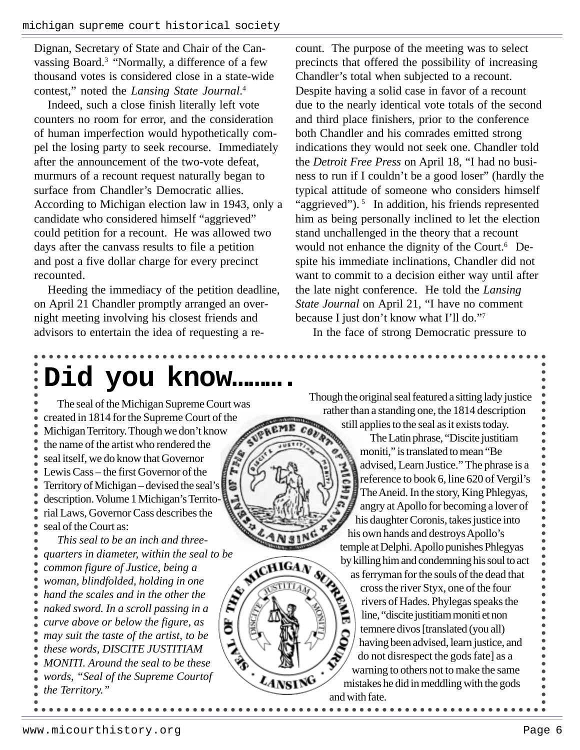Dignan, Secretary of State and Chair of the Canvassing Board.[3] "Normally, a difference of a few thousand votes is considered close in a state-wide contest," noted the *Lansing State Journal*.[4]

Indeed, such a close finish literally left vote counters no room for error, and the consideration of human imperfection would hypothetically compel the losing party to seek recourse. Immediately after the announcement of the two-vote defeat, murmurs of a recount request naturally began to surface from Chandler's Democratic allies. According to Michigan election law in 1943, only a candidate who considered himself "aggrieved" could petition for a recount. He was allowed two days after the canvass results to file a petition and post a five dollar charge for every precinct recounted.

Heeding the immediacy of the petition deadline, on April 21 Chandler promptly arranged an overnight meeting involving his closest friends and advisors to entertain the idea of requesting a recount. The purpose of the meeting was to select precincts that offered the possibility of increasing Chandler's total when subjected to a recount. Despite having a solid case in favor of a recount due to the nearly identical vote totals of the second and third place finishers, prior to the conference both Chandler and his comrades emitted strong indications they would not seek one. Chandler told the *Detroit Free Press* on April 18, "I had no business to run if I couldn't be a good loser" (hardly the typical attitude of someone who considers himself "aggrieved").[5] In addition, his friends represented him as being personally inclined to let the election stand unchallenged in the theory that a recount would not enhance the dignity of the Court.[6] Despite his immediate inclinations, Chandler did not want to commit to a decision either way until after the late night conference. He told the *Lansing State Journal* on April 21, "I have no comment because I just don't know what I'll do."[7]

In the face of strong Democratic pressure to

# Did you know……….

The seal of the Michigan Supreme Court was created in 1814 for the Supreme Court of the Michigan Territory. Though we don't know the name of the artist who rendered the seal itself, we do know that Governor Lewis Cass – the first Governor of the Territory of Michigan – devised the seal's description. Volume 1 Michigan's Territorial Laws, Governor Cass describes the seal of the Court as:

*This seal to be an inch and three-quarters in diameter, within the seal to be common figure of Justice, being a woman, blindfolded, holding in one hand the scales and in the other the naked sword. In a scroll passing in a curve above or below the figure, as may suit the taste of the artist, to be these words, DISCITE JUSTITIAM MONITI. Around the seal to be these words, "Seal of the Supreme Courtof the Territory."*

Though the original seal featured a sitting lady justice rather than a standing one, the 1814 description still applies to the seal as it exists today.

The Latin phrase, "Discite justitiam moniti," is translated to mean "Be advised, Learn Justice." The phrase is a reference to book 6, line 620 of Vergil's The Aneid. In the story, King Phlegyas, angry at Apollo for becoming a lover of his daughter Coronis, takes justice into his own hands and destroys Apollo's temple at Delphi. Apollo punishes Phlegyas by killing him and condemning his soul to act as ferryman for the souls of the dead that cross the river Styx, one of the four rivers of Hades. Phylegas speaks the line, "discite justitiam moniti et non temnere divos [translated (you all) having been advised, learn justice, and do not disrespect the gods fate] as a warning to others not to make the same mistakes he did in meddling with the gods and with fate.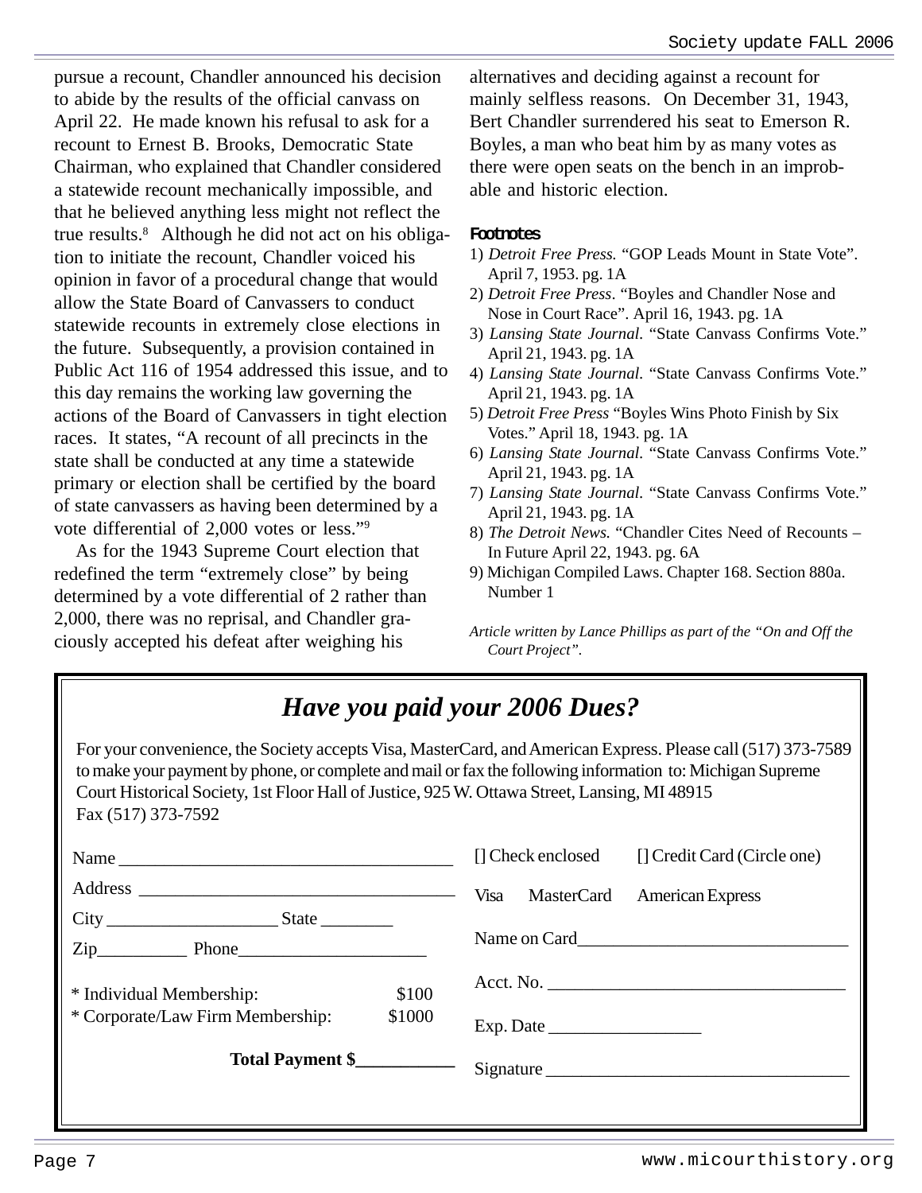pursue a recount, Chandler announced his decision to abide by the results of the official canvass on April 22. He made known his refusal to ask for a recount to Ernest B. Brooks, Democratic State Chairman, who explained that Chandler considered a statewide recount mechanically impossible, and that he believed anything less might not reflect the true results.[8] Although he did not act on his obligation to initiate the recount, Chandler voiced his opinion in favor of a procedural change that would allow the State Board of Canvassers to conduct statewide recounts in extremely close elections in the future. Subsequently, a provision contained in Public Act 116 of 1954 addressed this issue, and to this day remains the working law governing the actions of the Board of Canvassers in tight election races. It states, "A recount of all precincts in the state shall be conducted at any time a statewide primary or election shall be certified by the board of state canvassers as having been determined by a vote differential of 2,000 votes or less."[9]

As for the 1943 Supreme Court election that redefined the term "extremely close" by being determined by a vote differential of 2 rather than 2,000, there was no reprisal, and Chandler graciously accepted his defeat after weighing his alternatives and deciding against a recount for mainly selfless reasons. On December 31, 1943, Bert Chandler surrendered his seat to Emerson R. Boyles, a man who beat him by as many votes as there were open seats on the bench in an improbable and historic election.

### Footnotes

1) *Detroit Free Press.* "GOP Leads Mount in State Vote". April 7, 1953. pg. 1A
2) *Detroit Free Press*. "Boyles and Chandler Nose and Nose in Court Race". April 16, 1943. pg. 1A
3) *Lansing State Journal*. "State Canvass Confirms Vote." April 21, 1943. pg. 1A
4) *Lansing State Journal*. "State Canvass Confirms Vote." April 21, 1943. pg. 1A
5) *Detroit Free Press* "Boyles Wins Photo Finish by Six Votes." April 18, 1943. pg. 1A
6) *Lansing State Journal*. "State Canvass Confirms Vote." April 21, 1943. pg. 1A
7) *Lansing State Journal*. "State Canvass Confirms Vote." April 21, 1943. pg. 1A
8) *The Detroit News.* "Chandler Cites Need of Recounts – In Future April 22, 1943. pg. 6A
9) Michigan Compiled Laws. Chapter 168. Section 880a. Number 1

*Article written by Lance Phillips as part of the "On and Off the Court Project".*

## *Have you paid your 2006 Dues?*

For your convenience, the Society accepts Visa, MasterCard, and American Express. Please call (517) 373-7589 to make your payment by phone, or complete and mail or fax the following information to: Michigan Supreme Court Historical Society, 1st Floor Hall of Justice, 925 W. Ottawa Street, Lansing, MI 48915
Fax (517) 373-7592

Name ____________________________________

Address __________________________________

City __________________ State ________

Zip__________ Phone____________________

* Individual Membership: $100
* Corporate/Law Firm Membership: $1000

**Total Payment $___________**

[] Check enclosed [] Credit Card (Circle one)

Visa MasterCard American Express

Name on Card______________________________

Acct. No. ________________________________

Exp. Date ________________

Signature _________________________________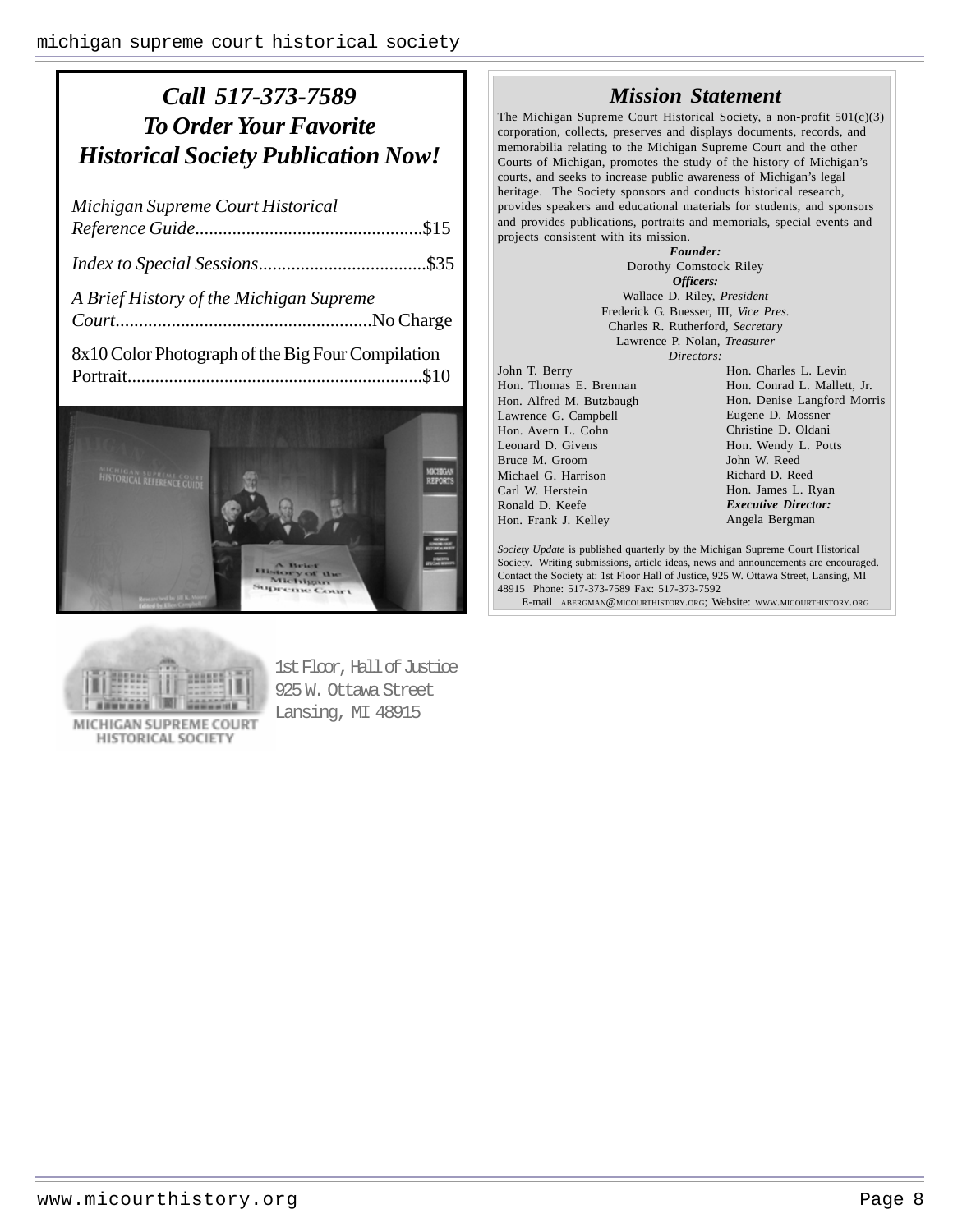## *Call 517-373-7589*
## *To Order Your Favorite Historical Society Publication Now!*

*Michigan Supreme Court Historical Reference Guide*................................................$15

*Index to Special Sessions*....................................$35

*A Brief History of the Michigan Supreme Court*......................................................No Charge

8x10 Color Photograph of the Big Four Compilation Portrait..............................................................$10

## *Mission Statement*

The Michigan Supreme Court Historical Society, a non-profit 501(c)(3) corporation, collects, preserves and displays documents, records, and memorabilia relating to the Michigan Supreme Court and the other Courts of Michigan, promotes the study of the history of Michigan's courts, and seeks to increase public awareness of Michigan's legal heritage. The Society sponsors and conducts historical research, provides speakers and educational materials for students, and sponsors and provides publications, portraits and memorials, special events and projects consistent with its mission.

***Founder:***
Dorothy Comstock Riley

***Officers:***
Wallace D. Riley, *President*
Frederick G. Buesser, III, *Vice Pres.*
Charles R. Rutherford, *Secretary*
Lawrence P. Nolan, *Treasurer*

*Directors:*

John T. Berry
Hon. Thomas E. Brennan
Hon. Alfred M. Butzbaugh
Lawrence G. Campbell
Hon. Avern L. Cohn
Leonard D. Givens
Bruce M. Groom
Michael G. Harrison
Carl W. Herstein
Ronald D. Keefe
Hon. Frank J. Kelley
Hon. Charles L. Levin
Hon. Conrad L. Mallett, Jr.
Hon. Denise Langford Morris
Eugene D. Mossner
Christine D. Oldani
Hon. Wendy L. Potts
John W. Reed
Richard D. Reed
Hon. James L. Ryan

***Executive Director:***
Angela Bergman

*Society Update* is published quarterly by the Michigan Supreme Court Historical Society. Writing submissions, article ideas, news and announcements are encouraged. Contact the Society at: 1st Floor Hall of Justice, 925 W. Ottawa Street, Lansing, MI 48915 Phone: 517-373-7589 Fax: 517-373-7592
E-mail abergman@micourthistory.org; Website: www.micourthistory.org

MICHIGAN SUPREME COURT HISTORICAL SOCIETY

1st Floor, Hall of Justice
925 W. Ottawa Street
Lansing, MI 48915